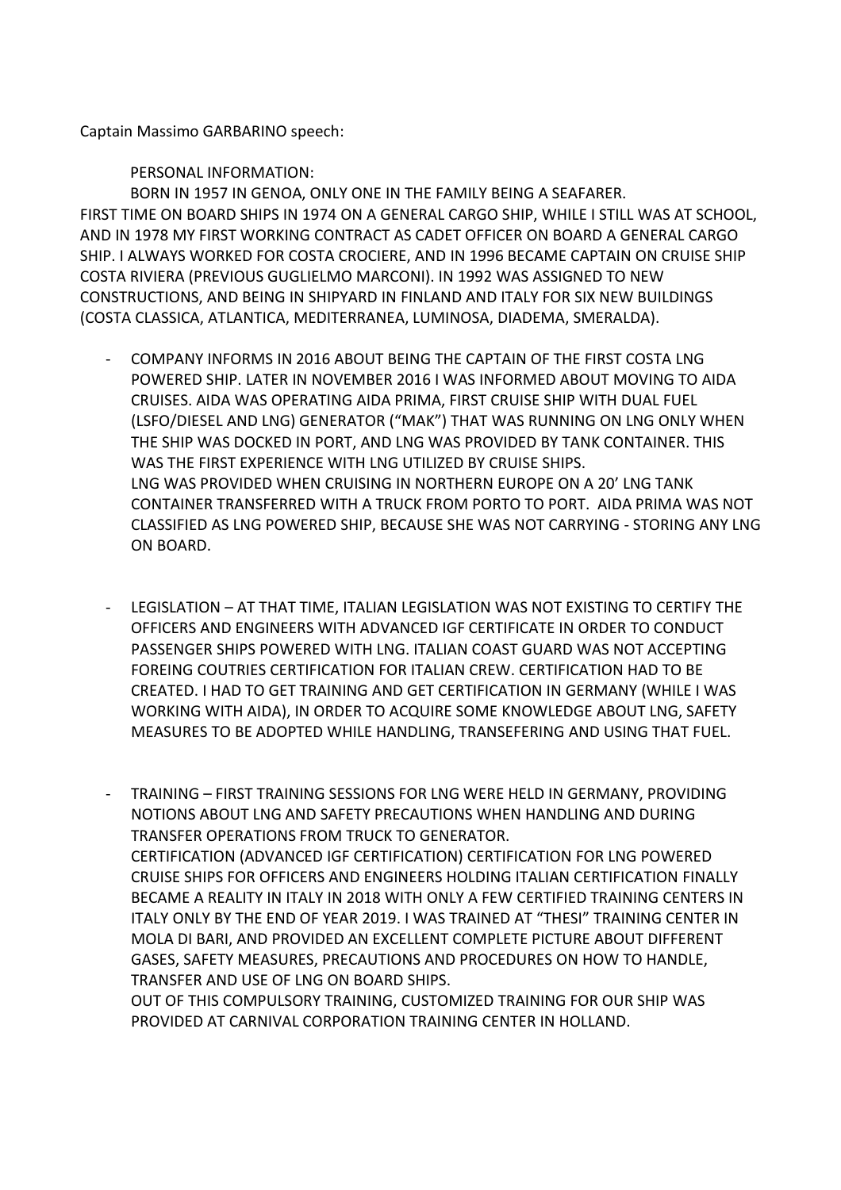Captain Massimo GARBARINO speech:

PERSONAL INFORMATION:

BORN IN 1957 IN GENOA, ONLY ONE IN THE FAMILY BEING A SEAFARER. FIRST TIME ON BOARD SHIPS IN 1974 ON A GENERAL CARGO SHIP, WHILE I STILL WAS AT SCHOOL, AND IN 1978 MY FIRST WORKING CONTRACT AS CADET OFFICER ON BOARD A GENERAL CARGO SHIP. I ALWAYS WORKED FOR COSTA CROCIERE, AND IN 1996 BECAME CAPTAIN ON CRUISE SHIP COSTA RIVIERA (PREVIOUS GUGLIELMO MARCONI). IN 1992 WAS ASSIGNED TO NEW CONSTRUCTIONS, AND BEING IN SHIPYARD IN FINLAND AND ITALY FOR SIX NEW BUILDINGS (COSTA CLASSICA, ATLANTICA, MEDITERRANEA, LUMINOSA, DIADEMA, SMERALDA).

- COMPANY INFORMS IN 2016 ABOUT BEING THE CAPTAIN OF THE FIRST COSTA LNG POWERED SHIP. LATER IN NOVEMBER 2016 I WAS INFORMED ABOUT MOVING TO AIDA CRUISES. AIDA WAS OPERATING AIDA PRIMA, FIRST CRUISE SHIP WITH DUAL FUEL (LSFO/DIESEL AND LNG) GENERATOR ("MAK") THAT WAS RUNNING ON LNG ONLY WHEN THE SHIP WAS DOCKED IN PORT, AND LNG WAS PROVIDED BY TANK CONTAINER. THIS WAS THE FIRST EXPERIENCE WITH LNG UTILIZED BY CRUISE SHIPS.
  LNG WAS PROVIDED WHEN CRUISING IN NORTHERN EUROPE ON A 20' LNG TANK CONTAINER TRANSFERRED WITH A TRUCK FROM PORTO TO PORT. AIDA PRIMA WAS NOT CLASSIFIED AS LNG POWERED SHIP, BECAUSE SHE WAS NOT CARRYING - STORING ANY LNG ON BOARD.

- LEGISLATION – AT THAT TIME, ITALIAN LEGISLATION WAS NOT EXISTING TO CERTIFY THE OFFICERS AND ENGINEERS WITH ADVANCED IGF CERTIFICATE IN ORDER TO CONDUCT PASSENGER SHIPS POWERED WITH LNG. ITALIAN COAST GUARD WAS NOT ACCEPTING FOREING COUTRIES CERTIFICATION FOR ITALIAN CREW. CERTIFICATION HAD TO BE CREATED. I HAD TO GET TRAINING AND GET CERTIFICATION IN GERMANY (WHILE I WAS WORKING WITH AIDA), IN ORDER TO ACQUIRE SOME KNOWLEDGE ABOUT LNG, SAFETY MEASURES TO BE ADOPTED WHILE HANDLING, TRANSEFERING AND USING THAT FUEL.

- TRAINING – FIRST TRAINING SESSIONS FOR LNG WERE HELD IN GERMANY, PROVIDING NOTIONS ABOUT LNG AND SAFETY PRECAUTIONS WHEN HANDLING AND DURING TRANSFER OPERATIONS FROM TRUCK TO GENERATOR.
  CERTIFICATION (ADVANCED IGF CERTIFICATION) CERTIFICATION FOR LNG POWERED CRUISE SHIPS FOR OFFICERS AND ENGINEERS HOLDING ITALIAN CERTIFICATION FINALLY BECAME A REALITY IN ITALY IN 2018 WITH ONLY A FEW CERTIFIED TRAINING CENTERS IN ITALY ONLY BY THE END OF YEAR 2019. I WAS TRAINED AT "THESI" TRAINING CENTER IN MOLA DI BARI, AND PROVIDED AN EXCELLENT COMPLETE PICTURE ABOUT DIFFERENT GASES, SAFETY MEASURES, PRECAUTIONS AND PROCEDURES ON HOW TO HANDLE, TRANSFER AND USE OF LNG ON BOARD SHIPS.
  OUT OF THIS COMPULSORY TRAINING, CUSTOMIZED TRAINING FOR OUR SHIP WAS PROVIDED AT CARNIVAL CORPORATION TRAINING CENTER IN HOLLAND.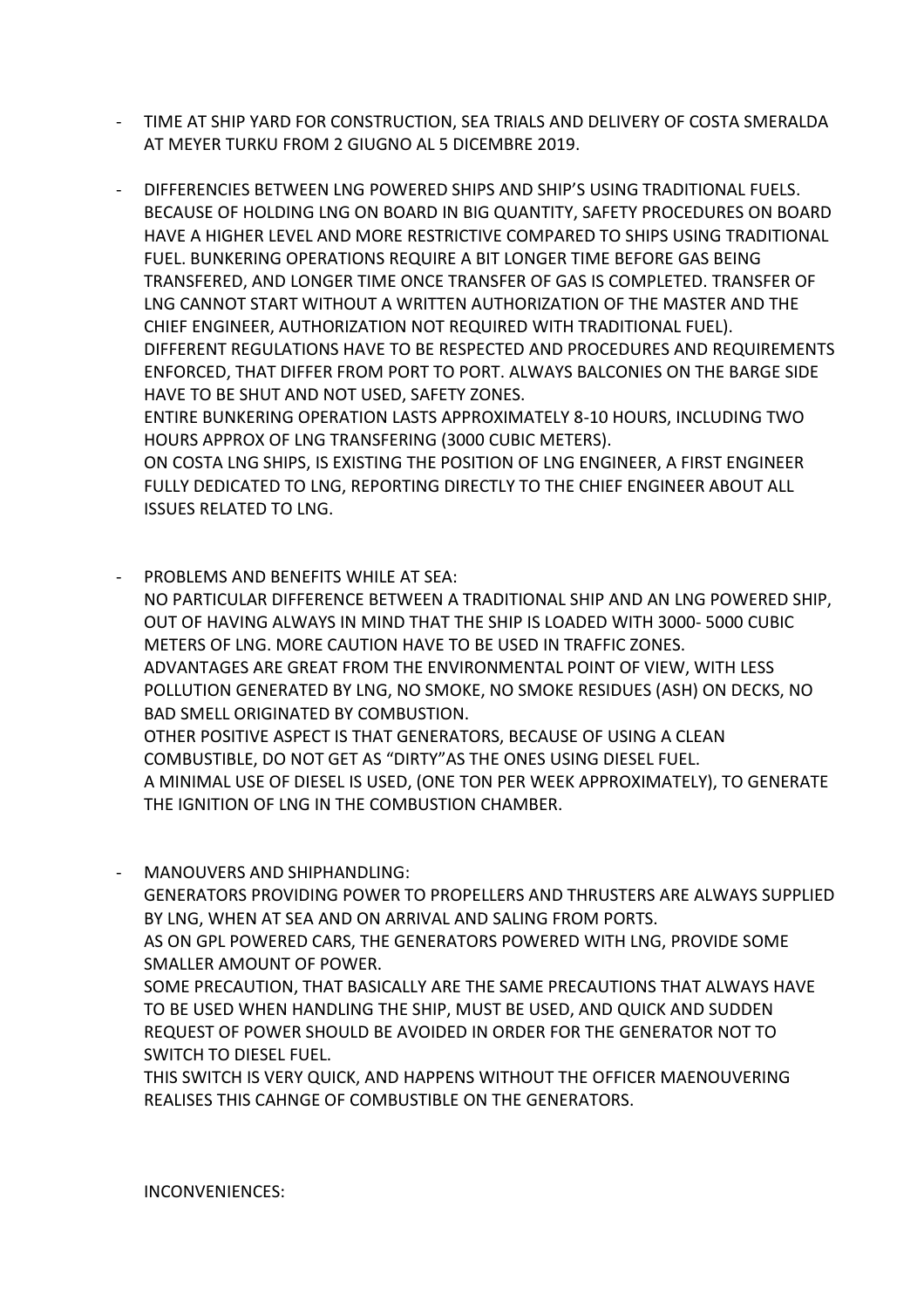- TIME AT SHIP YARD FOR CONSTRUCTION, SEA TRIALS AND DELIVERY OF COSTA SMERALDA AT MEYER TURKU FROM 2 GIUGNO AL 5 DICEMBRE 2019.

- DIFFERENCIES BETWEEN LNG POWERED SHIPS AND SHIP'S USING TRADITIONAL FUELS. BECAUSE OF HOLDING LNG ON BOARD IN BIG QUANTITY, SAFETY PROCEDURES ON BOARD HAVE A HIGHER LEVEL AND MORE RESTRICTIVE COMPARED TO SHIPS USING TRADITIONAL FUEL. BUNKERING OPERATIONS REQUIRE A BIT LONGER TIME BEFORE GAS BEING TRANSFERED, AND LONGER TIME ONCE TRANSFER OF GAS IS COMPLETED. TRANSFER OF LNG CANNOT START WITHOUT A WRITTEN AUTHORIZATION OF THE MASTER AND THE CHIEF ENGINEER, AUTHORIZATION NOT REQUIRED WITH TRADITIONAL FUEL).
  DIFFERENT REGULATIONS HAVE TO BE RESPECTED AND PROCEDURES AND REQUIREMENTS ENFORCED, THAT DIFFER FROM PORT TO PORT. ALWAYS BALCONIES ON THE BARGE SIDE HAVE TO BE SHUT AND NOT USED, SAFETY ZONES.
  ENTIRE BUNKERING OPERATION LASTS APPROXIMATELY 8-10 HOURS, INCLUDING TWO HOURS APPROX OF LNG TRANSFERING (3000 CUBIC METERS).
  ON COSTA LNG SHIPS, IS EXISTING THE POSITION OF LNG ENGINEER, A FIRST ENGINEER FULLY DEDICATED TO LNG, REPORTING DIRECTLY TO THE CHIEF ENGINEER ABOUT ALL ISSUES RELATED TO LNG.

- PROBLEMS AND BENEFITS WHILE AT SEA:
  NO PARTICULAR DIFFERENCE BETWEEN A TRADITIONAL SHIP AND AN LNG POWERED SHIP, OUT OF HAVING ALWAYS IN MIND THAT THE SHIP IS LOADED WITH 3000- 5000 CUBIC METERS OF LNG. MORE CAUTION HAVE TO BE USED IN TRAFFIC ZONES.
  ADVANTAGES ARE GREAT FROM THE ENVIRONMENTAL POINT OF VIEW, WITH LESS POLLUTION GENERATED BY LNG, NO SMOKE, NO SMOKE RESIDUES (ASH) ON DECKS, NO BAD SMELL ORIGINATED BY COMBUSTION.
  OTHER POSITIVE ASPECT IS THAT GENERATORS, BECAUSE OF USING A CLEAN COMBUSTIBLE, DO NOT GET AS "DIRTY"AS THE ONES USING DIESEL FUEL.
  A MINIMAL USE OF DIESEL IS USED, (ONE TON PER WEEK APPROXIMATELY), TO GENERATE THE IGNITION OF LNG IN THE COMBUSTION CHAMBER.

- MANOUVERS AND SHIPHANDLING:
  GENERATORS PROVIDING POWER TO PROPELLERS AND THRUSTERS ARE ALWAYS SUPPLIED BY LNG, WHEN AT SEA AND ON ARRIVAL AND SALING FROM PORTS.
  AS ON GPL POWERED CARS, THE GENERATORS POWERED WITH LNG, PROVIDE SOME SMALLER AMOUNT OF POWER.
  SOME PRECAUTION, THAT BASICALLY ARE THE SAME PRECAUTIONS THAT ALWAYS HAVE TO BE USED WHEN HANDLING THE SHIP, MUST BE USED, AND QUICK AND SUDDEN REQUEST OF POWER SHOULD BE AVOIDED IN ORDER FOR THE GENERATOR NOT TO SWITCH TO DIESEL FUEL.
  THIS SWITCH IS VERY QUICK, AND HAPPENS WITHOUT THE OFFICER MAENOUVERING REALISES THIS CAHNGE OF COMBUSTIBLE ON THE GENERATORS.

INCONVENIENCES: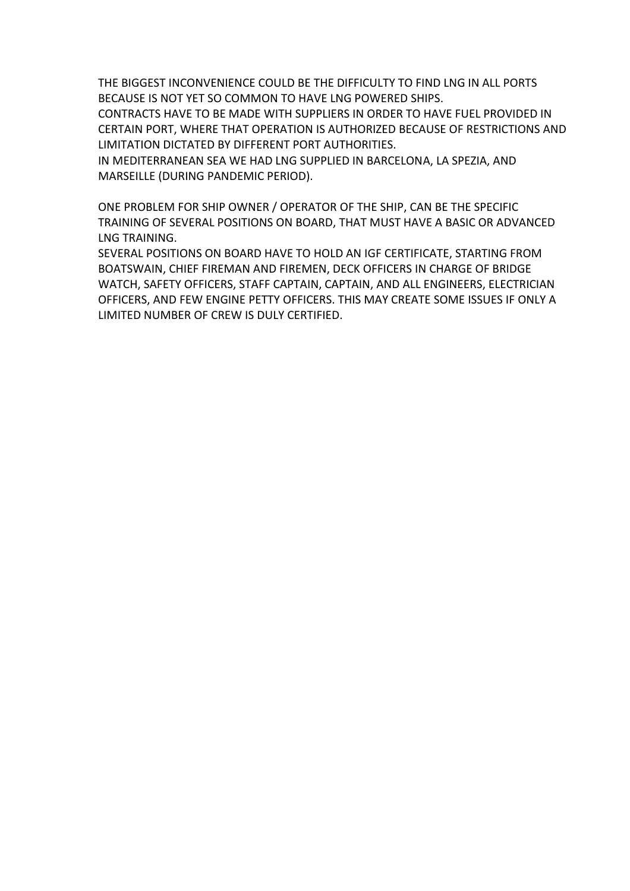THE BIGGEST INCONVENIENCE COULD BE THE DIFFICULTY TO FIND LNG IN ALL PORTS BECAUSE IS NOT YET SO COMMON TO HAVE LNG POWERED SHIPS.
CONTRACTS HAVE TO BE MADE WITH SUPPLIERS IN ORDER TO HAVE FUEL PROVIDED IN CERTAIN PORT, WHERE THAT OPERATION IS AUTHORIZED BECAUSE OF RESTRICTIONS AND LIMITATION DICTATED BY DIFFERENT PORT AUTHORITIES.
IN MEDITERRANEAN SEA WE HAD LNG SUPPLIED IN BARCELONA, LA SPEZIA, AND MARSEILLE (DURING PANDEMIC PERIOD).

ONE PROBLEM FOR SHIP OWNER / OPERATOR OF THE SHIP, CAN BE THE SPECIFIC TRAINING OF SEVERAL POSITIONS ON BOARD, THAT MUST HAVE A BASIC OR ADVANCED LNG TRAINING.
SEVERAL POSITIONS ON BOARD HAVE TO HOLD AN IGF CERTIFICATE, STARTING FROM BOATSWAIN, CHIEF FIREMAN AND FIREMEN, DECK OFFICERS IN CHARGE OF BRIDGE WATCH, SAFETY OFFICERS, STAFF CAPTAIN, CAPTAIN, AND ALL ENGINEERS, ELECTRICIAN OFFICERS, AND FEW ENGINE PETTY OFFICERS. THIS MAY CREATE SOME ISSUES IF ONLY A LIMITED NUMBER OF CREW IS DULY CERTIFIED.